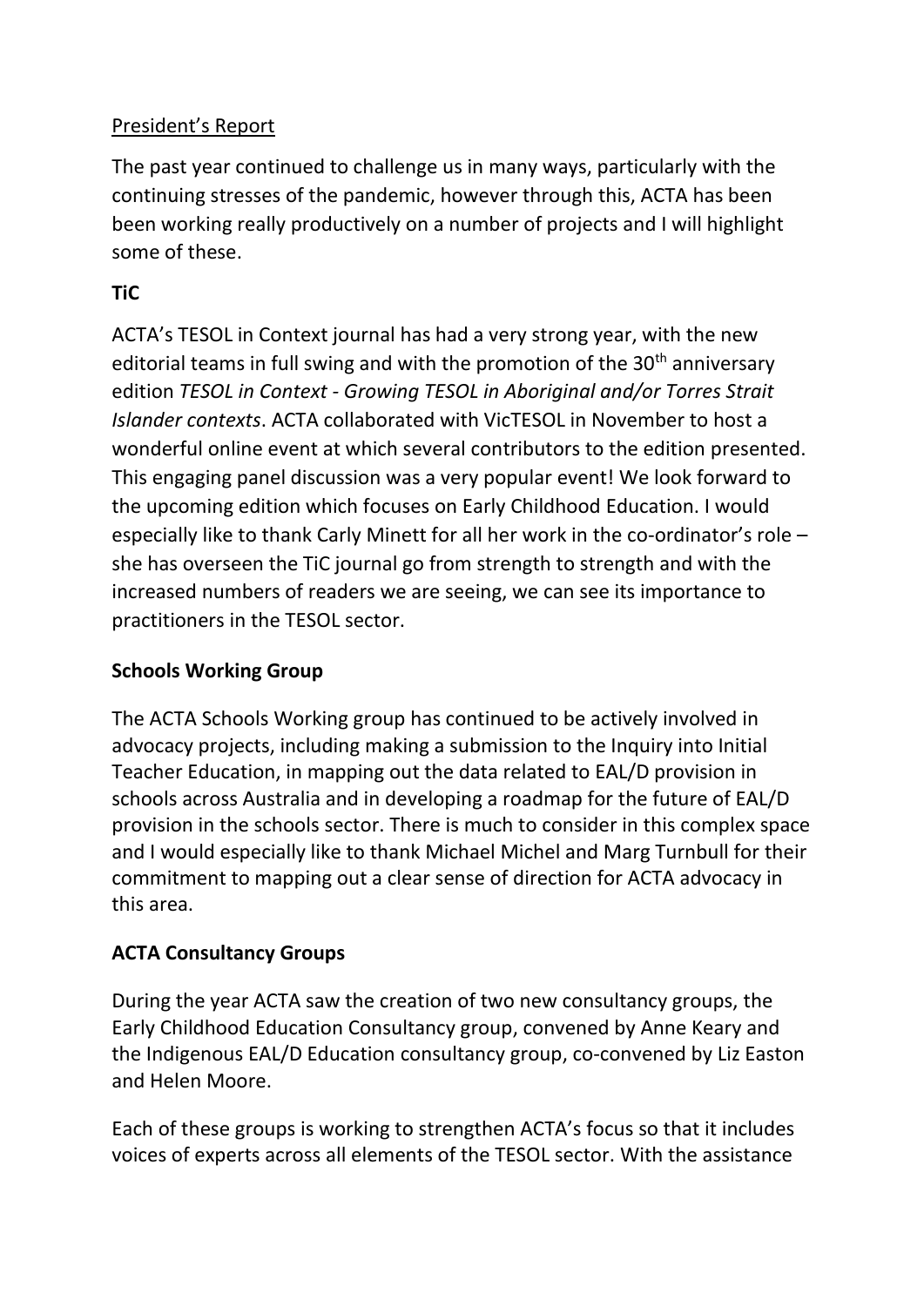President's Report

The past year continued to challenge us in many ways, particularly with the continuing stresses of the pandemic, however through this, ACTA has been been working really productively on a number of projects and I will highlight some of these.

**TiC**

ACTA's TESOL in Context journal has had a very strong year, with the new editorial teams in full swing and with the promotion of the 30th anniversary edition *TESOL in Context - Growing TESOL in Aboriginal and/or Torres Strait Islander contexts*. ACTA collaborated with VicTESOL in November to host a wonderful online event at which several contributors to the edition presented. This engaging panel discussion was a very popular event! We look forward to the upcoming edition which focuses on Early Childhood Education. I would especially like to thank Carly Minett for all her work in the co-ordinator's role – she has overseen the TiC journal go from strength to strength and with the increased numbers of readers we are seeing, we can see its importance to practitioners in the TESOL sector.

**Schools Working Group**

The ACTA Schools Working group has continued to be actively involved in advocacy projects, including making a submission to the Inquiry into Initial Teacher Education, in mapping out the data related to EAL/D provision in schools across Australia and in developing a roadmap for the future of EAL/D provision in the schools sector. There is much to consider in this complex space and I would especially like to thank Michael Michel and Marg Turnbull for their commitment to mapping out a clear sense of direction for ACTA advocacy in this area.

**ACTA Consultancy Groups**

During the year ACTA saw the creation of two new consultancy groups, the Early Childhood Education Consultancy group, convened by Anne Keary and the Indigenous EAL/D Education consultancy group, co-convened by Liz Easton and Helen Moore.

Each of these groups is working to strengthen ACTA's focus so that it includes voices of experts across all elements of the TESOL sector. With the assistance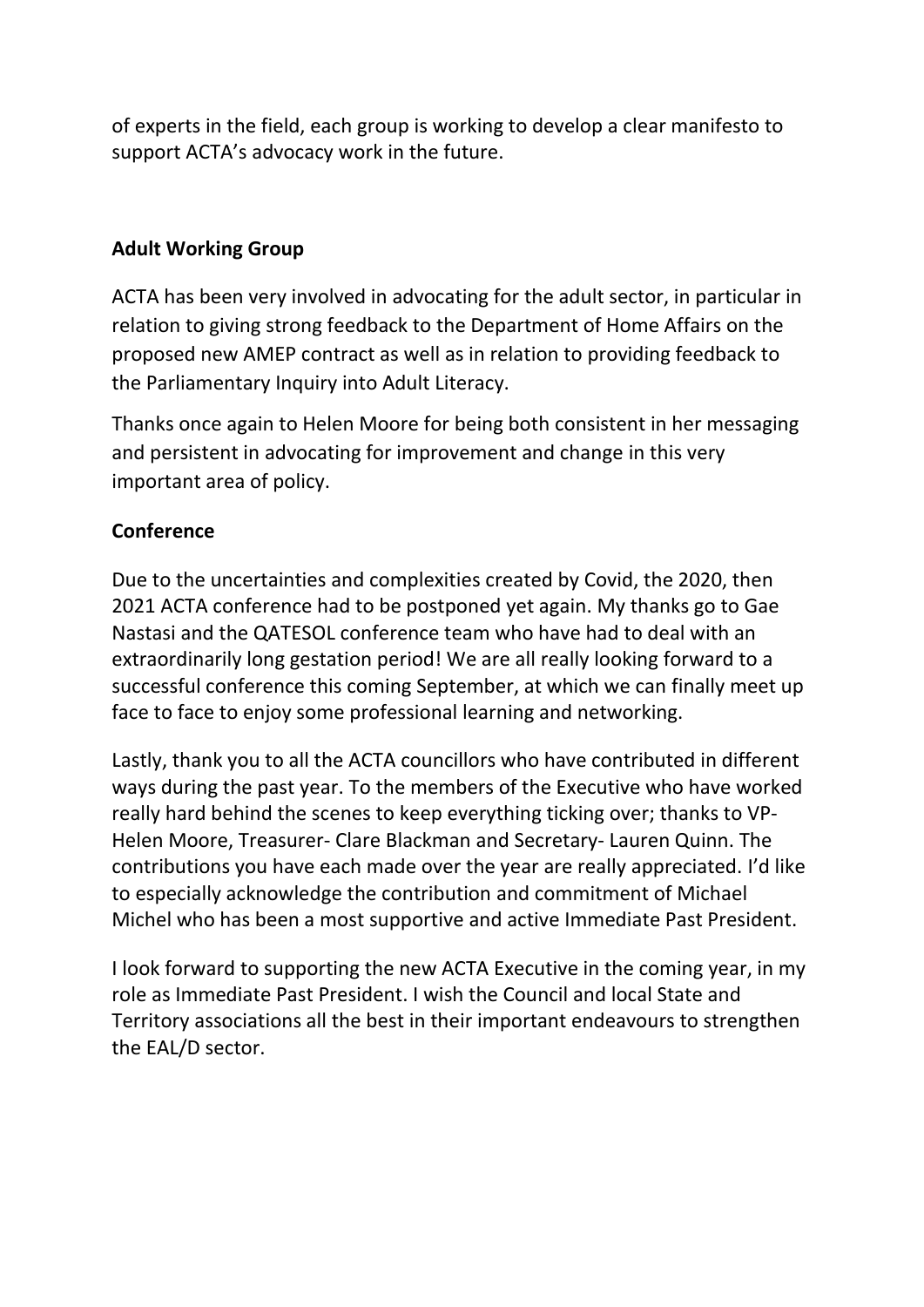of experts in the field, each group is working to develop a clear manifesto to support ACTA's advocacy work in the future.

**Adult Working Group**

ACTA has been very involved in advocating for the adult sector, in particular in relation to giving strong feedback to the Department of Home Affairs on the proposed new AMEP contract as well as in relation to providing feedback to the Parliamentary Inquiry into Adult Literacy.

Thanks once again to Helen Moore for being both consistent in her messaging and persistent in advocating for improvement and change in this very important area of policy.

**Conference**

Due to the uncertainties and complexities created by Covid, the 2020, then 2021 ACTA conference had to be postponed yet again. My thanks go to Gae Nastasi and the QATESOL conference team who have had to deal with an extraordinarily long gestation period! We are all really looking forward to a successful conference this coming September, at which we can finally meet up face to face to enjoy some professional learning and networking.

Lastly, thank you to all the ACTA councillors who have contributed in different ways during the past year. To the members of the Executive who have worked really hard behind the scenes to keep everything ticking over; thanks to VP- Helen Moore, Treasurer- Clare Blackman and Secretary- Lauren Quinn. The contributions you have each made over the year are really appreciated. I'd like to especially acknowledge the contribution and commitment of Michael Michel who has been a most supportive and active Immediate Past President.

I look forward to supporting the new ACTA Executive in the coming year, in my role as Immediate Past President. I wish the Council and local State and Territory associations all the best in their important endeavours to strengthen the EAL/D sector.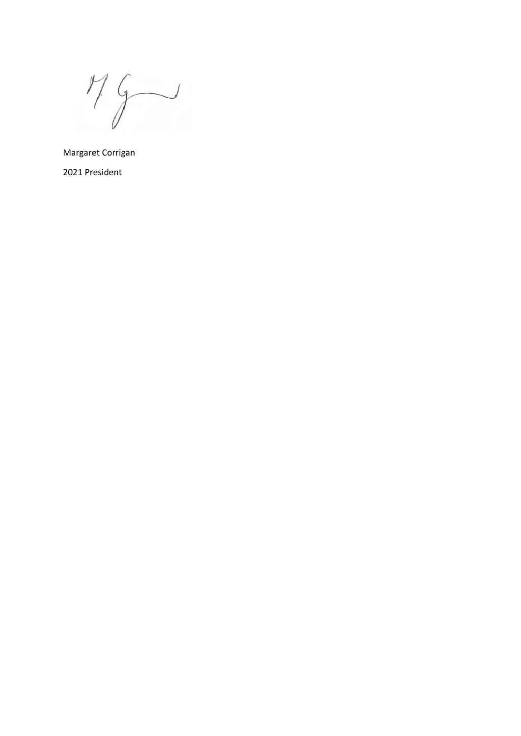Margaret Corrigan

2021 President